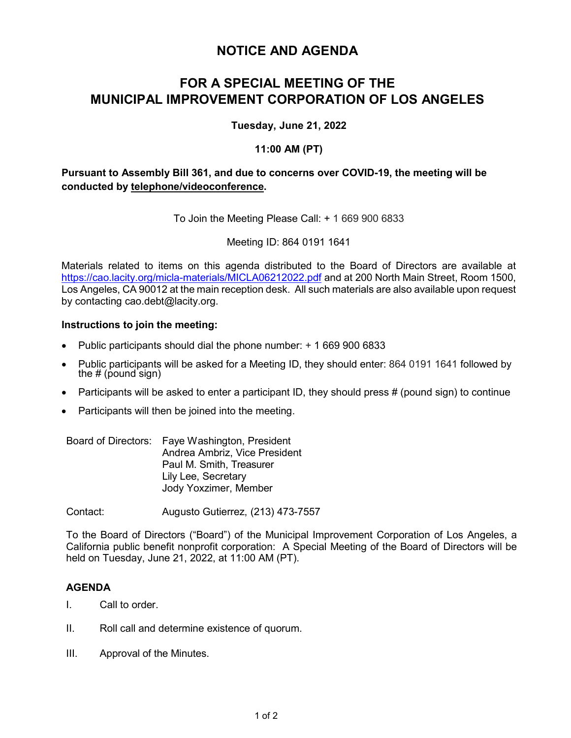# NOTICE AND AGENDA

## FOR A SPECIAL MEETING OF THE MUNICIPAL IMPROVEMENT CORPORATION OF LOS ANGELES

**Tuesday, June 21, 2022**

**11:00 AM (PT)**

**Pursuant to Assembly Bill 361, and due to concerns over COVID-19, the meeting will be conducted by telephone/videoconference.**

To Join the Meeting Please Call: + 1 669 900 6833

Meeting ID: 864 0191 1641

Materials related to items on this agenda distributed to the Board of Directors are available at https://cao.lacity.org/micla-materials/MICLA06212022.pdf and at 200 North Main Street, Room 1500, Los Angeles, CA 90012 at the main reception desk. All such materials are also available upon request by contacting cao.debt@lacity.org.

**Instructions to join the meeting:**

- Public participants should dial the phone number: + 1 669 900 6833
- Public participants will be asked for a Meeting ID, they should enter: 864 0191 1641 followed by the # (pound sign)
- Participants will be asked to enter a participant ID, they should press # (pound sign) to continue
- Participants will then be joined into the meeting.

Board of Directors: Faye Washington, President
Andrea Ambriz, Vice President
Paul M. Smith, Treasurer
Lily Lee, Secretary
Jody Yoxzimer, Member

Contact: Augusto Gutierrez, (213) 473-7557

To the Board of Directors ("Board") of the Municipal Improvement Corporation of Los Angeles, a California public benefit nonprofit corporation: A Special Meeting of the Board of Directors will be held on Tuesday, June 21, 2022, at 11:00 AM (PT).

**AGENDA**

I. Call to order.

II. Roll call and determine existence of quorum.

III. Approval of the Minutes.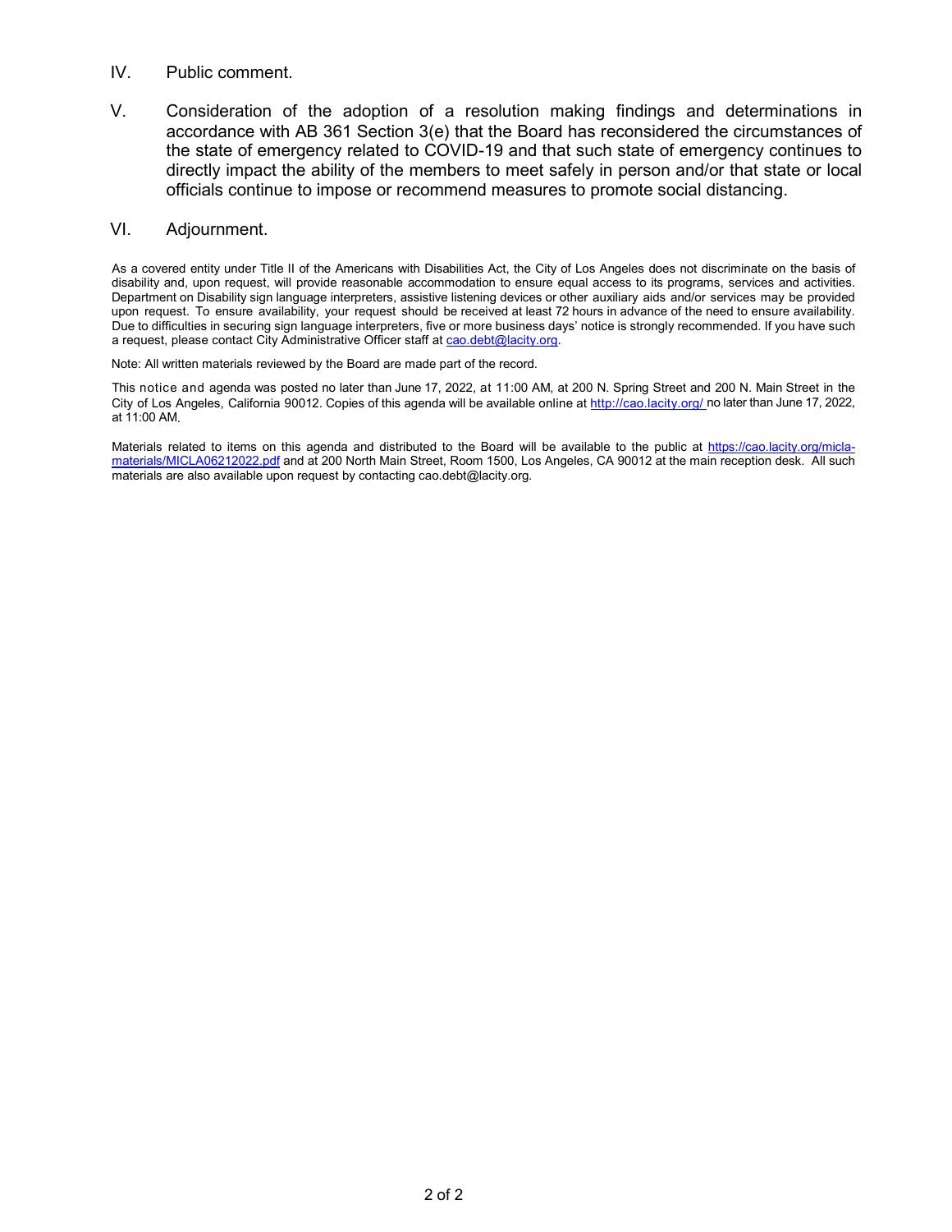IV. Public comment.

V. Consideration of the adoption of a resolution making findings and determinations in accordance with AB 361 Section 3(e) that the Board has reconsidered the circumstances of the state of emergency related to COVID-19 and that such state of emergency continues to directly impact the ability of the members to meet safely in person and/or that state or local officials continue to impose or recommend measures to promote social distancing.

VI. Adjournment.

As a covered entity under Title II of the Americans with Disabilities Act, the City of Los Angeles does not discriminate on the basis of disability and, upon request, will provide reasonable accommodation to ensure equal access to its programs, services and activities. Department on Disability sign language interpreters, assistive listening devices or other auxiliary aids and/or services may be provided upon request. To ensure availability, your request should be received at least 72 hours in advance of the need to ensure availability. Due to difficulties in securing sign language interpreters, five or more business days' notice is strongly recommended. If you have such a request, please contact City Administrative Officer staff at cao.debt@lacity.org.

Note: All written materials reviewed by the Board are made part of the record.

This notice and agenda was posted no later than June 17, 2022, at 11:00 AM, at 200 N. Spring Street and 200 N. Main Street in the City of Los Angeles, California 90012. Copies of this agenda will be available online at http://cao.lacity.org/ no later than June 17, 2022, at 11:00 AM.

Materials related to items on this agenda and distributed to the Board will be available to the public at https://cao.lacity.org/micla-materials/MICLA06212022.pdf and at 200 North Main Street, Room 1500, Los Angeles, CA 90012 at the main reception desk. All such materials are also available upon request by contacting cao.debt@lacity.org.